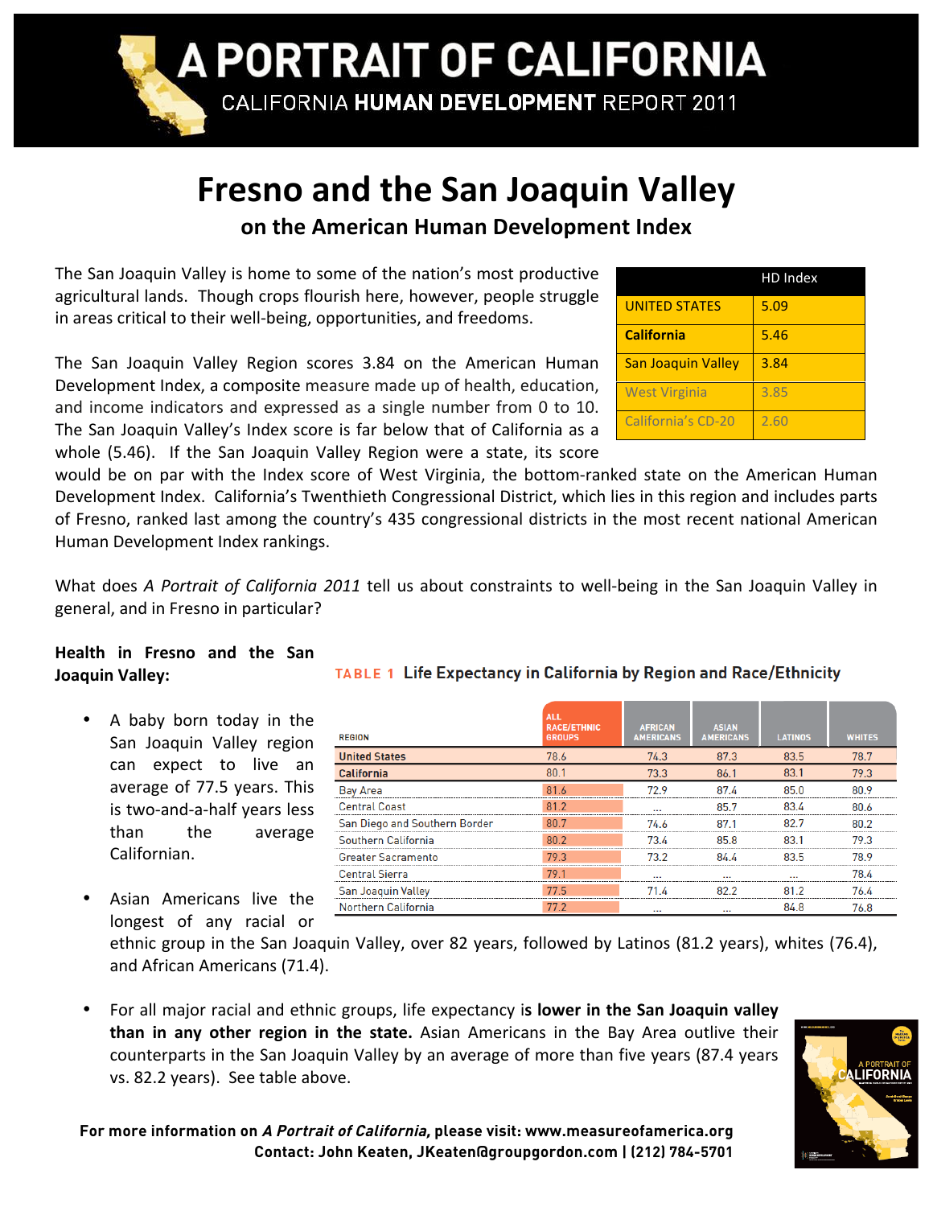# A PORTRAIT OF CALIFORNIA

CALIFORNIA **HUMAN DEVELOPMENT** REPORT 2011

# Fresno and the San Joaquin Valley

## on the American Human Development Index

The San Joaquin Valley is home to some of the nation's most productive agricultural lands. Though crops flourish here, however, people struggle in areas critical to their well-being, opportunities, and freedoms.

|  | HD Index |
|---|---|
| UNITED STATES | 5.09 |
| **California** | 5.46 |
| San Joaquin Valley | 3.84 |
| West Virginia | 3.85 |
| California's CD-20 | 2.60 |

The San Joaquin Valley Region scores 3.84 on the American Human Development Index, a composite measure made up of health, education, and income indicators and expressed as a single number from 0 to 10. The San Joaquin Valley's Index score is far below that of California as a whole (5.46). If the San Joaquin Valley Region were a state, its score would be on par with the Index score of West Virginia, the bottom-ranked state on the American Human Development Index. California's Twentieth Congressional District, which lies in this region and includes parts of Fresno, ranked last among the country's 435 congressional districts in the most recent national American Human Development Index rankings.

What does *A Portrait of California 2011* tell us about constraints to well-being in the San Joaquin Valley in general, and in Fresno in particular?

**Health in Fresno and the San Joaquin Valley:**

**TABLE 1 Life Expectancy in California by Region and Race/Ethnicity**

| REGION | ALL RACE/ETHNIC GROUPS | AFRICAN AMERICANS | ASIAN AMERICANS | LATINOS | WHITES |
|---|---|---|---|---|---|
| **United States** | 78.6 | 74.3 | 87.3 | 83.5 | 78.7 |
| **California** | 80.1 | 73.3 | 86.1 | 83.1 | 79.3 |
| Bay Area | 81.6 | 72.9 | 87.4 | 85.0 | 80.9 |
| Central Coast | 81.2 | … | 85.7 | 83.4 | 80.6 |
| San Diego and Southern Border | 80.7 | 74.6 | 87.1 | 82.7 | 80.2 |
| Southern California | 80.2 | 73.4 | 85.8 | 83.1 | 79.3 |
| Greater Sacramento | 79.3 | 73.2 | 84.4 | 83.5 | 78.9 |
| Central Sierra | 79.1 | … | … | … | 78.4 |
| San Joaquin Valley | 77.5 | 71.4 | 82.2 | 81.2 | 76.4 |
| Northern California | 77.2 | … | … | 84.8 | 76.8 |

- A baby born today in the San Joaquin Valley region can expect to live an average of 77.5 years. This is two-and-a-half years less than the average Californian.
- Asian Americans live the longest of any racial or ethnic group in the San Joaquin Valley, over 82 years, followed by Latinos (81.2 years), whites (76.4), and African Americans (71.4).
- For all major racial and ethnic groups, life expectancy i**s lower in the San Joaquin valley than in any other region in the state.** Asian Americans in the Bay Area outlive their counterparts in the San Joaquin Valley by an average of more than five years (87.4 years vs. 82.2 years). See table above.

**For more information on *A Portrait of California*, please visit: www.measureofamerica.org**
**Contact: John Keaten, JKeaten@groupgordon.com | (212) 784-5701**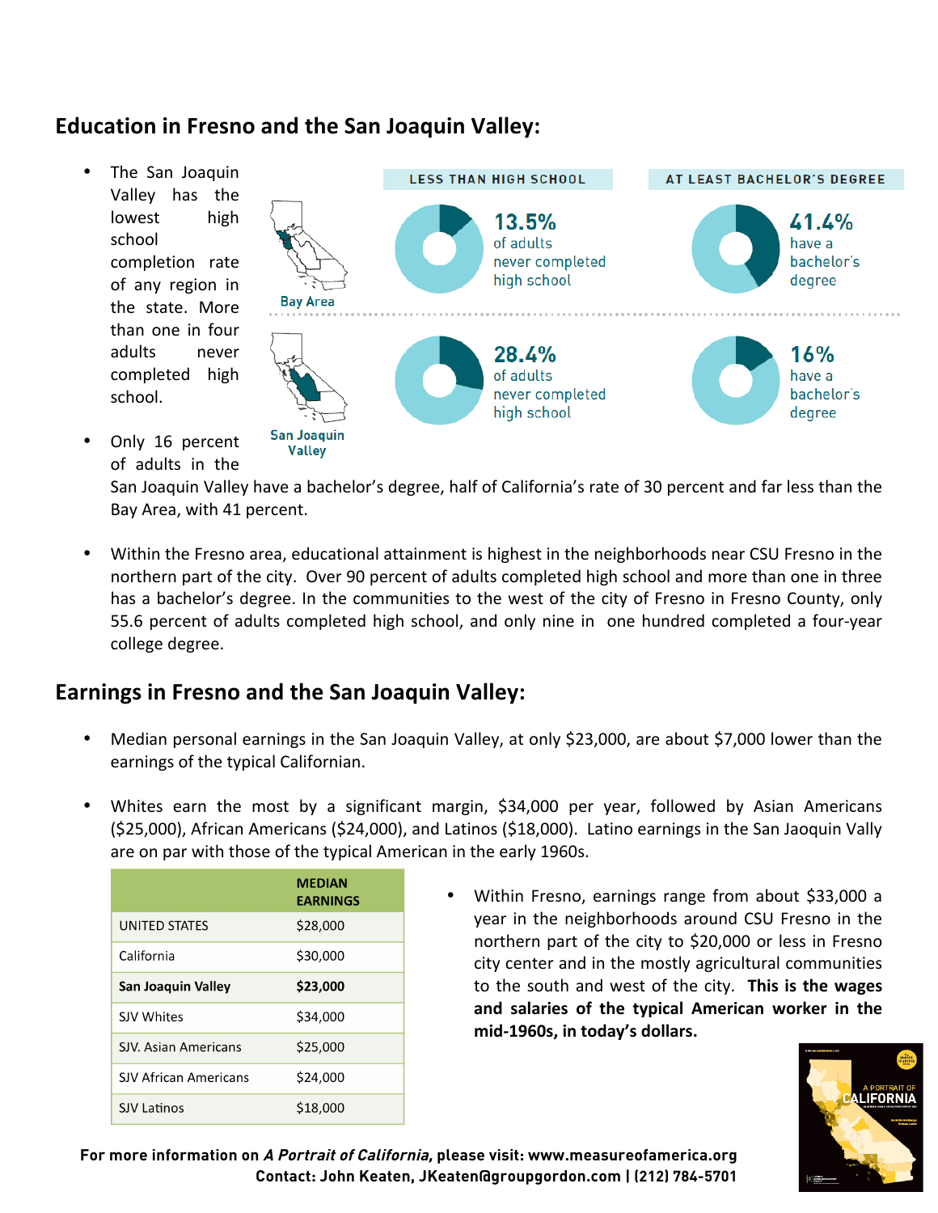## Education in Fresno and the San Joaquin Valley:

- The San Joaquin Valley has the lowest high school completion rate of any region in the state. More than one in four adults never completed high school.
- Only 16 percent of adults in the San Joaquin Valley have a bachelor's degree, half of California's rate of 30 percent and far less than the Bay Area, with 41 percent.

LESS THAN HIGH SCHOOL

AT LEAST BACHELOR'S DEGREE

Bay Area

13.5% of adults never completed high school

41.4% have a bachelor's degree

San Joaquin Valley

28.4% of adults never completed high school

16% have a bachelor's degree

- Within the Fresno area, educational attainment is highest in the neighborhoods near CSU Fresno in the northern part of the city. Over 90 percent of adults completed high school and more than one in three has a bachelor's degree. In the communities to the west of the city of Fresno in Fresno County, only 55.6 percent of adults completed high school, and only nine in one hundred completed a four-year college degree.

## Earnings in Fresno and the San Joaquin Valley:

- Median personal earnings in the San Joaquin Valley, at only $23,000, are about $7,000 lower than the earnings of the typical Californian.
- Whites earn the most by a significant margin, $34,000 per year, followed by Asian Americans ($25,000), African Americans ($24,000), and Latinos ($18,000). Latino earnings in the San Jaoquin Vally are on par with those of the typical American in the early 1960s.

| | MEDIAN EARNINGS |
|---|---|
| UNITED STATES | $28,000 |
| California | $30,000 |
| **San Joaquin Valley** | **$23,000** |
| SJV Whites | $34,000 |
| SJV. Asian Americans | $25,000 |
| SJV African Americans | $24,000 |
| SJV Latinos | $18,000 |

- Within Fresno, earnings range from about $33,000 a year in the neighborhoods around CSU Fresno in the northern part of the city to $20,000 or less in Fresno city center and in the mostly agricultural communities to the south and west of the city. **This is the wages and salaries of the typical American worker in the mid-1960s, in today's dollars.**

**For more information on *A Portrait of California*, please visit: www.measureofamerica.org**
**Contact: John Keaten, JKeaten@groupgordon.com | (212) 784-5701**